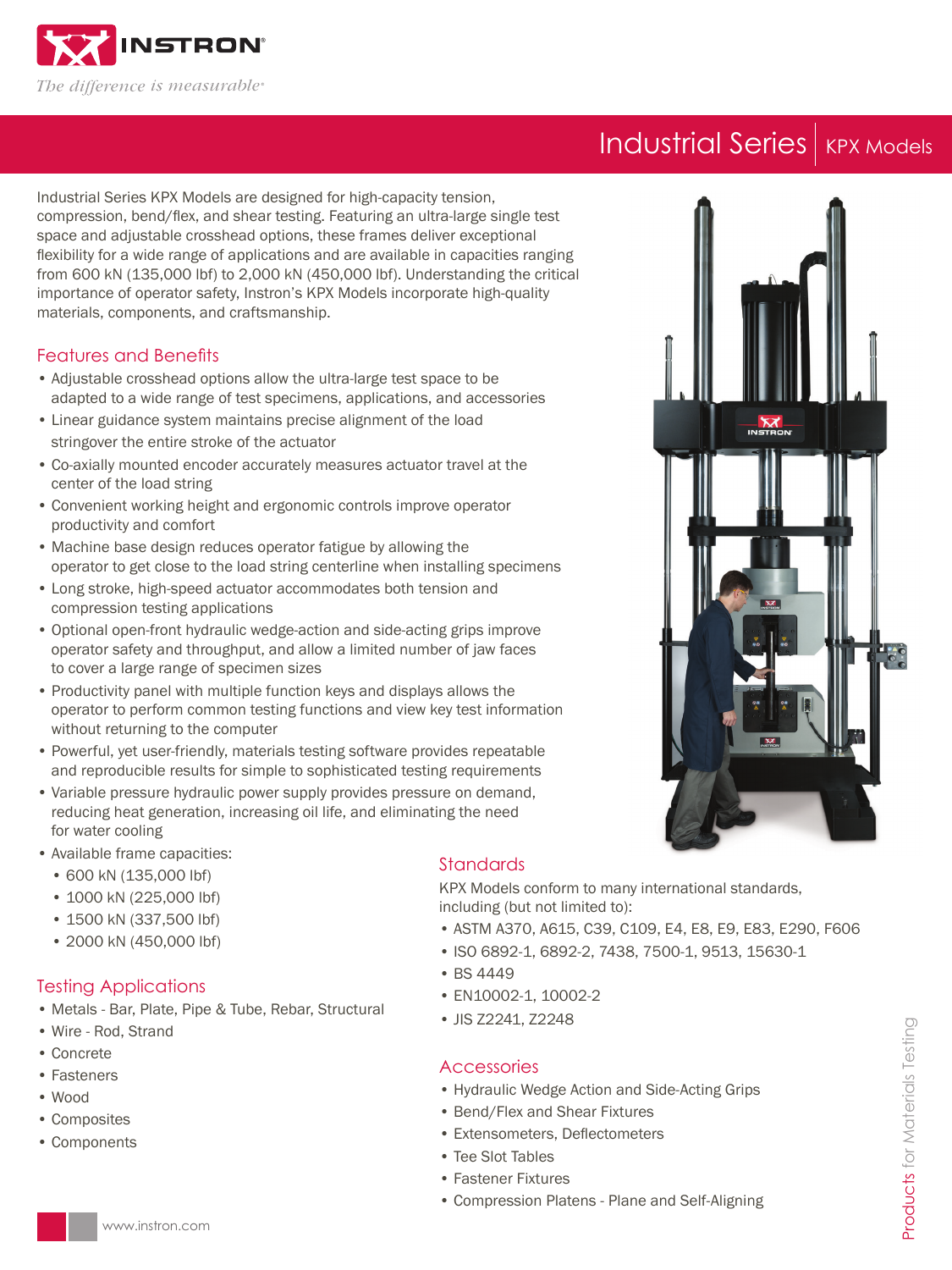# Industrial Series | KPX Models

Industrial Series KPX Models are designed for high-capacity tension, compression, bend/flex, and shear testing. Featuring an ultra-large single test space and adjustable crosshead options, these frames deliver exceptional flexibility for a wide range of applications and are available in capacities ranging from 600 kN (135,000 lbf) to 2,000 kN (450,000 lbf). Understanding the critical importance of operator safety, Instron's KPX Models incorporate high-quality materials, components, and craftsmanship.

## Features and Benefits

- Adjustable crosshead options allow the ultra-large test space to be adapted to a wide range of test specimens, applications, and accessories
- Linear guidance system maintains precise alignment of the load stringover the entire stroke of the actuator
- Co-axially mounted encoder accurately measures actuator travel at the center of the load string
- Convenient working height and ergonomic controls improve operator productivity and comfort
- Machine base design reduces operator fatigue by allowing the operator to get close to the load string centerline when installing specimens
- Long stroke, high-speed actuator accommodates both tension and compression testing applications
- Optional open-front hydraulic wedge-action and side-acting grips improve operator safety and throughput, and allow a limited number of jaw faces to cover a large range of specimen sizes
- Productivity panel with multiple function keys and displays allows the operator to perform common testing functions and view key test information without returning to the computer
- Powerful, yet user-friendly, materials testing software provides repeatable and reproducible results for simple to sophisticated testing requirements
- Variable pressure hydraulic power supply provides pressure on demand, reducing heat generation, increasing oil life, and eliminating the need for water cooling
- Available frame capacities:
  - 600 kN (135,000 lbf)
  - 1000 kN (225,000 lbf)
  - 1500 kN (337,500 lbf)
  - 2000 kN (450,000 lbf)

## Testing Applications

- Metals - Bar, Plate, Pipe & Tube, Rebar, Structural
- Wire - Rod, Strand
- Concrete
- Fasteners
- Wood
- Composites
- Components

## Standards

KPX Models conform to many international standards, including (but not limited to):

- ASTM A370, A615, C39, C109, E4, E8, E9, E83, E290, F606
- ISO 6892-1, 6892-2, 7438, 7500-1, 9513, 15630-1
- BS 4449
- EN10002-1, 10002-2
- JIS Z2241, Z2248

## Accessories

- Hydraulic Wedge Action and Side-Acting Grips
- Bend/Flex and Shear Fixtures
- Extensometers, Deflectometers
- Tee Slot Tables
- Fastener Fixtures
- Compression Platens - Plane and Self-Aligning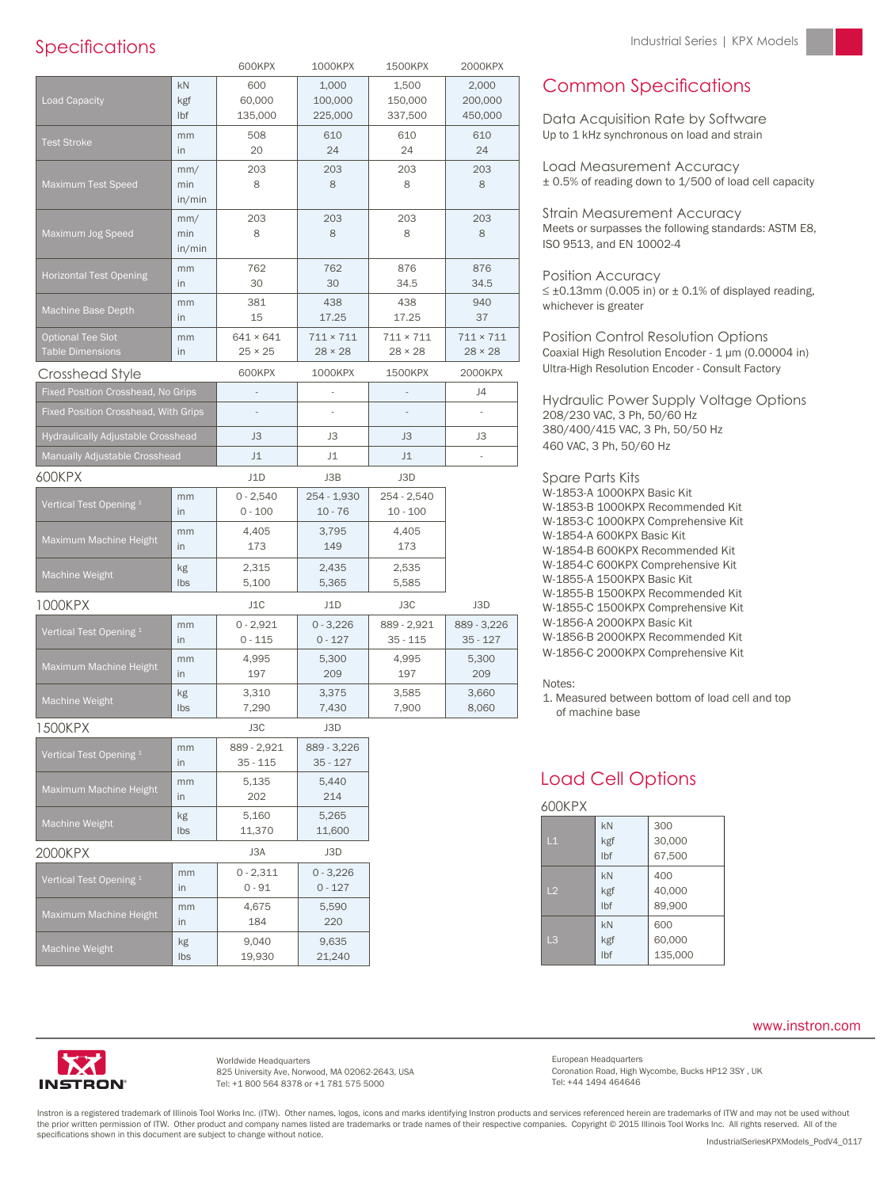## Specifications

| | | 600KPX | 1000KPX | 1500KPX | 2000KPX |
|---|---|---|---|---|---|
| Load Capacity | kN<br>kgf<br>lbf | 600<br>60,000<br>135,000 | 1,000<br>100,000<br>225,000 | 1,500<br>150,000<br>337,500 | 2,000<br>200,000<br>450,000 |
| Test Stroke | mm<br>in | 508<br>20 | 610<br>24 | 610<br>24 | 610<br>24 |
| Maximum Test Speed | mm/min<br>in/min | 203<br>8 | 203<br>8 | 203<br>8 | 203<br>8 |
| Maximum Jog Speed | mm/min<br>in/min | 203<br>8 | 203<br>8 | 203<br>8 | 203<br>8 |
| Horizontal Test Opening | mm<br>in | 762<br>30 | 762<br>30 | 876<br>34.5 | 876<br>34.5 |
| Machine Base Depth | mm<br>in | 381<br>15 | 438<br>17.25 | 438<br>17.25 | 940<br>37 |
| Optional Tee Slot Table Dimensions | mm<br>in | 641 × 641<br>25 × 25 | 711 × 711<br>28 × 28 | 711 × 711<br>28 × 28 | 711 × 711<br>28 × 28 |

| Crosshead Style | 600KPX | 1000KPX | 1500KPX | 2000KPX |
|---|---|---|---|---|
| Fixed Position Crosshead, No Grips | - | - | - | J4 |
| Fixed Position Crosshead, With Grips | - | - | - | - |
| Hydraulically Adjustable Crosshead | J3 | J3 | J3 | J3 |
| Manually Adjustable Crosshead | J1 | J1 | J1 | - |

### 600KPX

| | | J1D | J3B | J3D |
|---|---|---|---|---|
| Vertical Test Opening [1] | mm<br>in | 0 - 2,540<br>0 - 100 | 254 - 1,930<br>10 - 76 | 254 - 2,540<br>10 - 100 |
| Maximum Machine Height | mm<br>in | 4,405<br>173 | 3,795<br>149 | 4,405<br>173 |
| Machine Weight | kg<br>lbs | 2,315<br>5,100 | 2,435<br>5,365 | 2,535<br>5,585 |

### 1000KPX

| | | J1C | J1D | J3C | J3D |
|---|---|---|---|---|---|
| Vertical Test Opening [1] | mm<br>in | 0 - 2,921<br>0 - 115 | 0 - 3,226<br>0 - 127 | 889 - 2,921<br>35 - 115 | 889 - 3,226<br>35 - 127 |
| Maximum Machine Height | mm<br>in | 4,995<br>197 | 5,300<br>209 | 4,995<br>197 | 5,300<br>209 |
| Machine Weight | kg<br>lbs | 3,310<br>7,290 | 3,375<br>7,430 | 3,585<br>7,900 | 3,660<br>8,060 |

### 1500KPX

| | | J3C | J3D |
|---|---|---|---|
| Vertical Test Opening [1] | mm<br>in | 889 - 2,921<br>35 - 115 | 889 - 3,226<br>35 - 127 |
| Maximum Machine Height | mm<br>in | 5,135<br>202 | 5,440<br>214 |
| Machine Weight | kg<br>lbs | 5,160<br>11,370 | 5,265<br>11,600 |

### 2000KPX

| | | J3A | J3D |
|---|---|---|---|
| Vertical Test Opening [1] | mm<br>in | 0 - 2,311<br>0 - 91 | 0 - 3,226<br>0 - 127 |
| Maximum Machine Height | mm<br>in | 4,675<br>184 | 5,590<br>220 |
| Machine Weight | kg<br>lbs | 9,040<br>19,930 | 9,635<br>21,240 |

## Common Specifications

### Data Acquisition Rate by Software
Up to 1 kHz synchronous on load and strain

### Load Measurement Accuracy
± 0.5% of reading down to 1/500 of load cell capacity

### Strain Measurement Accuracy
Meets or surpasses the following standards: ASTM E8, ISO 9513, and EN 10002-4

### Position Accuracy
≤ ±0.13mm (0.005 in) or ± 0.1% of displayed reading, whichever is greater

### Position Control Resolution Options
Coaxial High Resolution Encoder - 1 µm (0.00004 in)
Ultra-High Resolution Encoder - Consult Factory

### Hydraulic Power Supply Voltage Options
208/230 VAC, 3 Ph, 50/60 Hz
380/400/415 VAC, 3 Ph, 50/50 Hz
460 VAC, 3 Ph, 50/60 Hz

### Spare Parts Kits
W-1853-A 1000KPX Basic Kit
W-1853-B 1000KPX Recommended Kit
W-1853-C 1000KPX Comprehensive Kit
W-1854-A 600KPX Basic Kit
W-1854-B 600KPX Recommended Kit
W-1854-C 600KPX Comprehensive Kit
W-1855-A 1500KPX Basic Kit
W-1855-B 1500KPX Recommended Kit
W-1855-C 1500KPX Comprehensive Kit
W-1856-A 2000KPX Basic Kit
W-1856-B 2000KPX Recommended Kit
W-1856-C 2000KPX Comprehensive Kit

Notes:
1. Measured between bottom of load cell and top of machine base

## Load Cell Options

### 600KPX

| | | |
|---|---|---|
| L1 | kN<br>kgf<br>lbf | 300<br>30,000<br>67,500 |
| L2 | kN<br>kgf<br>lbf | 400<br>40,000<br>89,900 |
| L3 | kN<br>kgf<br>lbf | 600<br>60,000<br>135,000 |

www.instron.com

INSTRON

Worldwide Headquarters
825 University Ave, Norwood, MA 02062-2643, USA
Tel: +1 800 564 8378 or +1 781 575 5000

European Headquarters
Coronation Road, High Wycombe, Bucks HP12 3SY , UK
Tel: +44 1494 464646

Instron is a registered trademark of Illinois Tool Works Inc. (ITW). Other names, logos, icons and marks identifying Instron products and services referenced herein are trademarks of ITW and may not be used without the prior written permission of ITW. Other product and company names listed are trademarks or trade names of their respective companies. Copyright © 2015 Illinois Tool Works Inc. All rights reserved. All of the specifications shown in this document are subject to change without notice.

IndustrialSeriesKPXModels_PodV4_0117